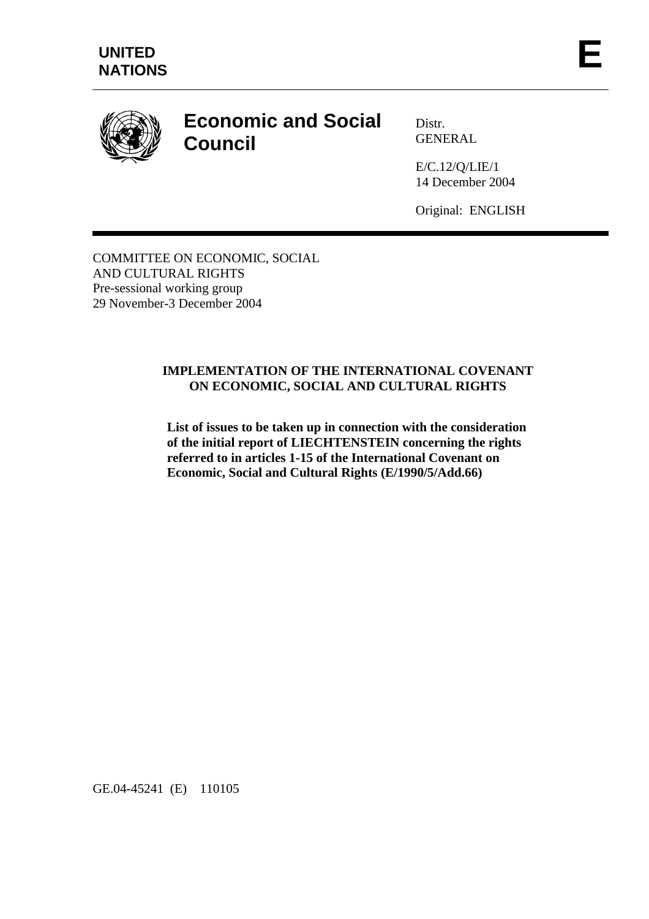**UNITED NATIONS**

**E**

# Economic and Social Council

Distr.
GENERAL

E/C.12/Q/LIE/1
14 December 2004

Original: ENGLISH

COMMITTEE ON ECONOMIC, SOCIAL
AND CULTURAL RIGHTS
Pre-sessional working group
29 November-3 December 2004

**IMPLEMENTATION OF THE INTERNATIONAL COVENANT ON ECONOMIC, SOCIAL AND CULTURAL RIGHTS**

**List of issues to be taken up in connection with the consideration of the initial report of LIECHTENSTEIN concerning the rights referred to in articles 1-15 of the International Covenant on Economic, Social and Cultural Rights (E/1990/5/Add.66)**

GE.04-45241 (E) 110105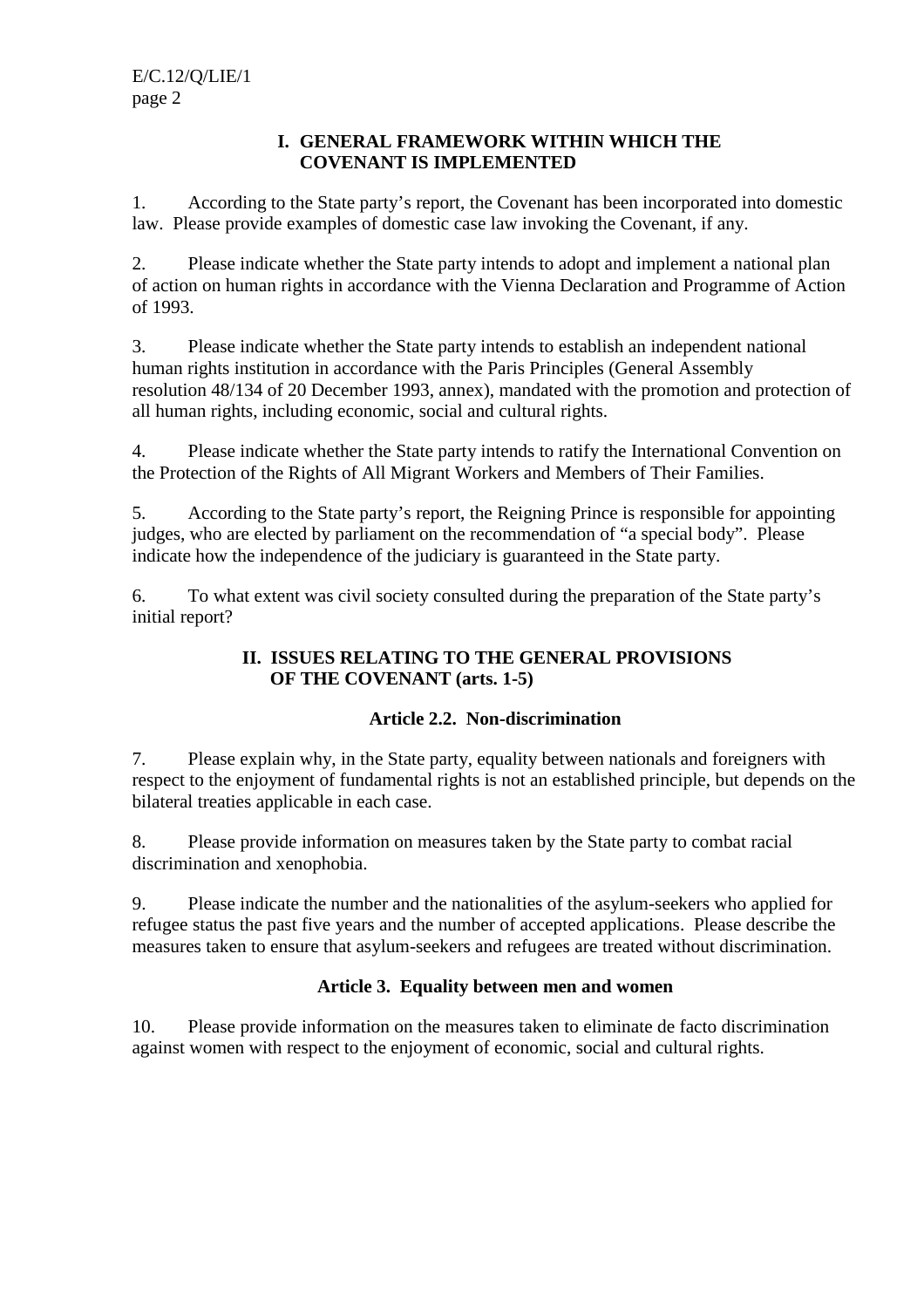## I. GENERAL FRAMEWORK WITHIN WHICH THE COVENANT IS IMPLEMENTED

1. According to the State party's report, the Covenant has been incorporated into domestic law. Please provide examples of domestic case law invoking the Covenant, if any.

2. Please indicate whether the State party intends to adopt and implement a national plan of action on human rights in accordance with the Vienna Declaration and Programme of Action of 1993.

3. Please indicate whether the State party intends to establish an independent national human rights institution in accordance with the Paris Principles (General Assembly resolution 48/134 of 20 December 1993, annex), mandated with the promotion and protection of all human rights, including economic, social and cultural rights.

4. Please indicate whether the State party intends to ratify the International Convention on the Protection of the Rights of All Migrant Workers and Members of Their Families.

5. According to the State party's report, the Reigning Prince is responsible for appointing judges, who are elected by parliament on the recommendation of "a special body". Please indicate how the independence of the judiciary is guaranteed in the State party.

6. To what extent was civil society consulted during the preparation of the State party's initial report?

## II. ISSUES RELATING TO THE GENERAL PROVISIONS OF THE COVENANT (arts. 1-5)

### Article 2.2. Non-discrimination

7. Please explain why, in the State party, equality between nationals and foreigners with respect to the enjoyment of fundamental rights is not an established principle, but depends on the bilateral treaties applicable in each case.

8. Please provide information on measures taken by the State party to combat racial discrimination and xenophobia.

9. Please indicate the number and the nationalities of the asylum-seekers who applied for refugee status the past five years and the number of accepted applications. Please describe the measures taken to ensure that asylum-seekers and refugees are treated without discrimination.

### Article 3. Equality between men and women

10. Please provide information on the measures taken to eliminate de facto discrimination against women with respect to the enjoyment of economic, social and cultural rights.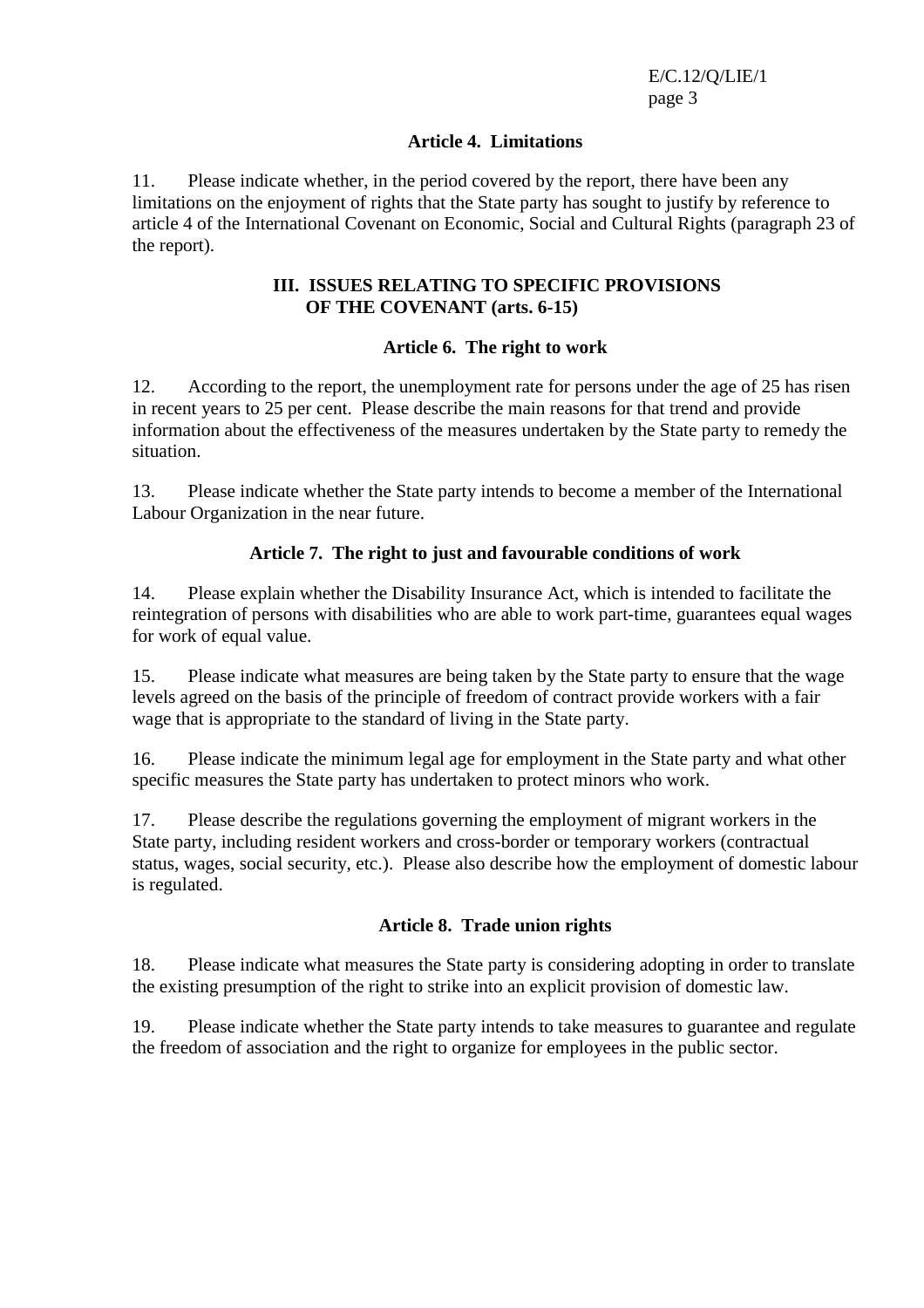### Article 4. Limitations

11. Please indicate whether, in the period covered by the report, there have been any limitations on the enjoyment of rights that the State party has sought to justify by reference to article 4 of the International Covenant on Economic, Social and Cultural Rights (paragraph 23 of the report).

## III. ISSUES RELATING TO SPECIFIC PROVISIONS OF THE COVENANT (arts. 6-15)

### Article 6. The right to work

12. According to the report, the unemployment rate for persons under the age of 25 has risen in recent years to 25 per cent. Please describe the main reasons for that trend and provide information about the effectiveness of the measures undertaken by the State party to remedy the situation.

13. Please indicate whether the State party intends to become a member of the International Labour Organization in the near future.

### Article 7. The right to just and favourable conditions of work

14. Please explain whether the Disability Insurance Act, which is intended to facilitate the reintegration of persons with disabilities who are able to work part-time, guarantees equal wages for work of equal value.

15. Please indicate what measures are being taken by the State party to ensure that the wage levels agreed on the basis of the principle of freedom of contract provide workers with a fair wage that is appropriate to the standard of living in the State party.

16. Please indicate the minimum legal age for employment in the State party and what other specific measures the State party has undertaken to protect minors who work.

17. Please describe the regulations governing the employment of migrant workers in the State party, including resident workers and cross-border or temporary workers (contractual status, wages, social security, etc.). Please also describe how the employment of domestic labour is regulated.

### Article 8. Trade union rights

18. Please indicate what measures the State party is considering adopting in order to translate the existing presumption of the right to strike into an explicit provision of domestic law.

19. Please indicate whether the State party intends to take measures to guarantee and regulate the freedom of association and the right to organize for employees in the public sector.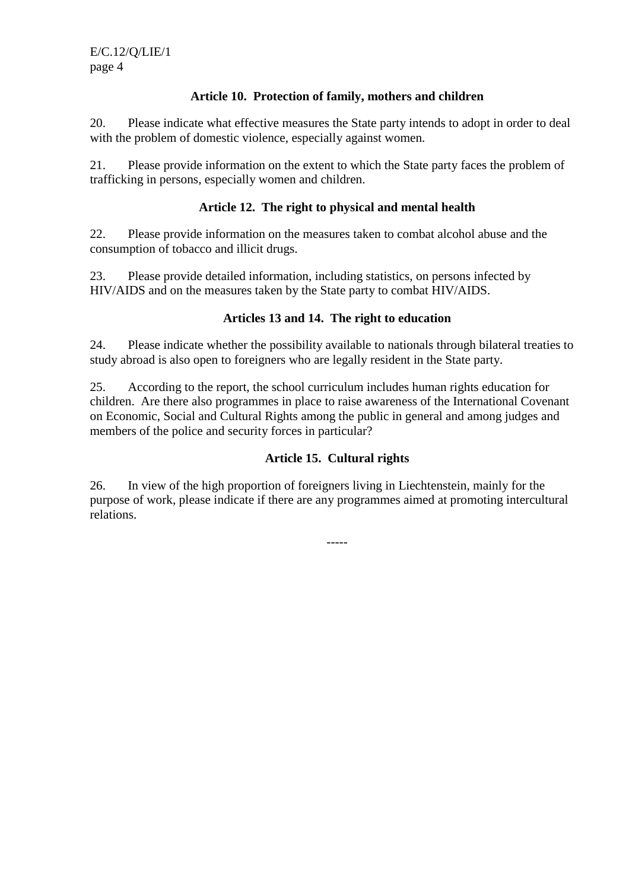### Article 10. Protection of family, mothers and children

20. Please indicate what effective measures the State party intends to adopt in order to deal with the problem of domestic violence, especially against women.

21. Please provide information on the extent to which the State party faces the problem of trafficking in persons, especially women and children.

### Article 12. The right to physical and mental health

22. Please provide information on the measures taken to combat alcohol abuse and the consumption of tobacco and illicit drugs.

23. Please provide detailed information, including statistics, on persons infected by HIV/AIDS and on the measures taken by the State party to combat HIV/AIDS.

### Articles 13 and 14. The right to education

24. Please indicate whether the possibility available to nationals through bilateral treaties to study abroad is also open to foreigners who are legally resident in the State party.

25. According to the report, the school curriculum includes human rights education for children. Are there also programmes in place to raise awareness of the International Covenant on Economic, Social and Cultural Rights among the public in general and among judges and members of the police and security forces in particular?

### Article 15. Cultural rights

26. In view of the high proportion of foreigners living in Liechtenstein, mainly for the purpose of work, please indicate if there are any programmes aimed at promoting intercultural relations.

-----